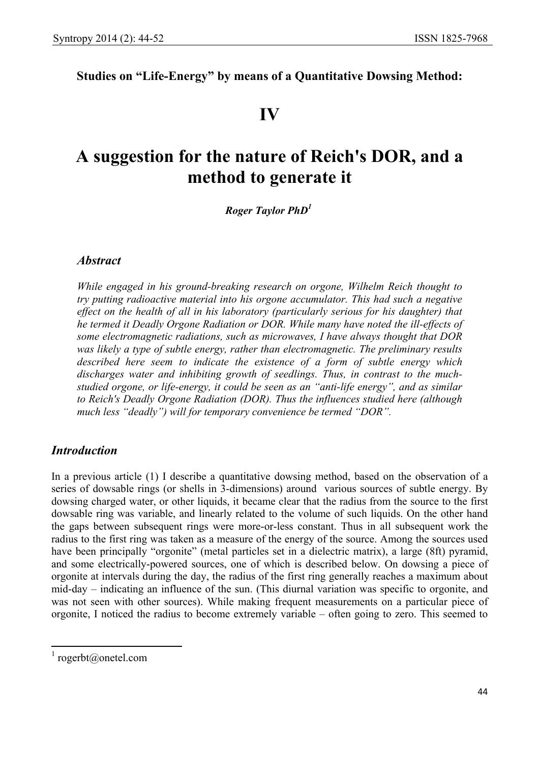**Studies on "Life-Energy" by means of a Quantitative Dowsing Method:**

# IV

# A suggestion for the nature of Reich's DOR, and a method to generate it

***Roger Taylor PhD[1]***

## *Abstract*

*While engaged in his ground-breaking research on orgone, Wilhelm Reich thought to try putting radioactive material into his orgone accumulator. This had such a negative effect on the health of all in his laboratory (particularly serious for his daughter) that he termed it Deadly Orgone Radiation or DOR. While many have noted the ill-effects of some electromagnetic radiations, such as microwaves, I have always thought that DOR was likely a type of subtle energy, rather than electromagnetic. The preliminary results described here seem to indicate the existence of a form of subtle energy which discharges water and inhibiting growth of seedlings. Thus, in contrast to the much-studied orgone, or life-energy, it could be seen as an "anti-life energy", and as similar to Reich's Deadly Orgone Radiation (DOR). Thus the influences studied here (although much less "deadly") will for temporary convenience be termed "DOR".*

## *Introduction*

In a previous article (1) I describe a quantitative dowsing method, based on the observation of a series of dowsable rings (or shells in 3-dimensions) around various sources of subtle energy. By dowsing charged water, or other liquids, it became clear that the radius from the source to the first dowsable ring was variable, and linearly related to the volume of such liquids. On the other hand the gaps between subsequent rings were more-or-less constant. Thus in all subsequent work the radius to the first ring was taken as a measure of the energy of the source. Among the sources used have been principally "orgonite" (metal particles set in a dielectric matrix), a large (8ft) pyramid, and some electrically-powered sources, one of which is described below. On dowsing a piece of orgonite at intervals during the day, the radius of the first ring generally reaches a maximum about mid-day – indicating an influence of the sun. (This diurnal variation was specific to orgonite, and was not seen with other sources). While making frequent measurements on a particular piece of orgonite, I noticed the radius to become extremely variable – often going to zero. This seemed to

[1] rogerbt@onetel.com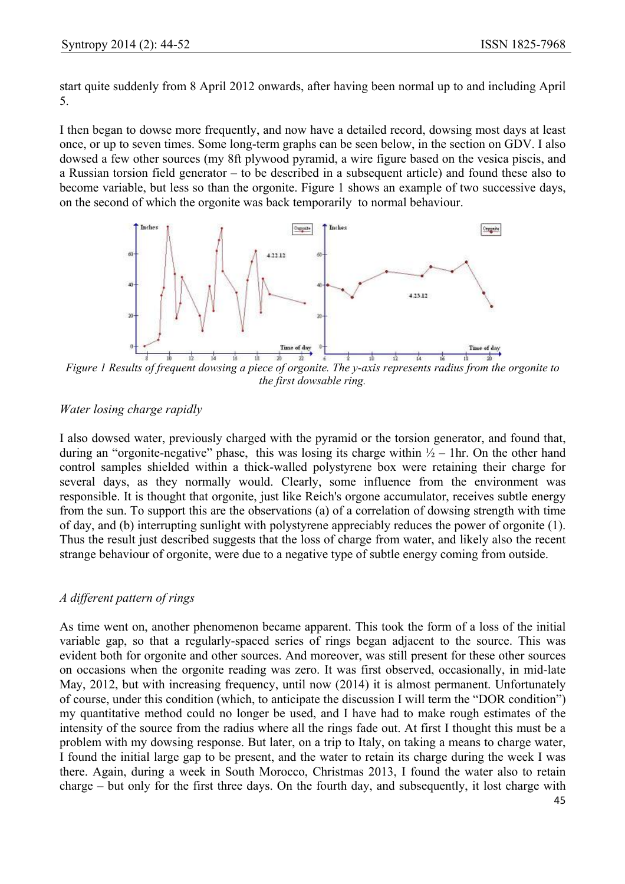start quite suddenly from 8 April 2012 onwards, after having been normal up to and including April 5.

I then began to dowse more frequently, and now have a detailed record, dowsing most days at least once, or up to seven times. Some long-term graphs can be seen below, in the section on GDV. I also dowsed a few other sources (my 8ft plywood pyramid, a wire figure based on the vesica piscis, and a Russian torsion field generator – to be described in a subsequent article) and found these also to become variable, but less so than the orgonite. Figure 1 shows an example of two successive days, on the second of which the orgonite was back temporarily to normal behaviour.

*Figure 1 Results of frequent dowsing a piece of orgonite. The y-axis represents radius from the orgonite to the first dowsable ring.*

*Water losing charge rapidly*

I also dowsed water, previously charged with the pyramid or the torsion generator, and found that, during an "orgonite-negative" phase, this was losing its charge within ½ – 1hr. On the other hand control samples shielded within a thick-walled polystyrene box were retaining their charge for several days, as they normally would. Clearly, some influence from the environment was responsible. It is thought that orgonite, just like Reich's orgone accumulator, receives subtle energy from the sun. To support this are the observations (a) of a correlation of dowsing strength with time of day, and (b) interrupting sunlight with polystyrene appreciably reduces the power of orgonite (1). Thus the result just described suggests that the loss of charge from water, and likely also the recent strange behaviour of orgonite, were due to a negative type of subtle energy coming from outside.

*A different pattern of rings*

As time went on, another phenomenon became apparent. This took the form of a loss of the initial variable gap, so that a regularly-spaced series of rings began adjacent to the source. This was evident both for orgonite and other sources. And moreover, was still present for these other sources on occasions when the orgonite reading was zero. It was first observed, occasionally, in mid-late May, 2012, but with increasing frequency, until now (2014) it is almost permanent. Unfortunately of course, under this condition (which, to anticipate the discussion I will term the "DOR condition") my quantitative method could no longer be used, and I have had to make rough estimates of the intensity of the source from the radius where all the rings fade out. At first I thought this must be a problem with my dowsing response. But later, on a trip to Italy, on taking a means to charge water, I found the initial large gap to be present, and the water to retain its charge during the week I was there. Again, during a week in South Morocco, Christmas 2013, I found the water also to retain charge – but only for the first three days. On the fourth day, and subsequently, it lost charge with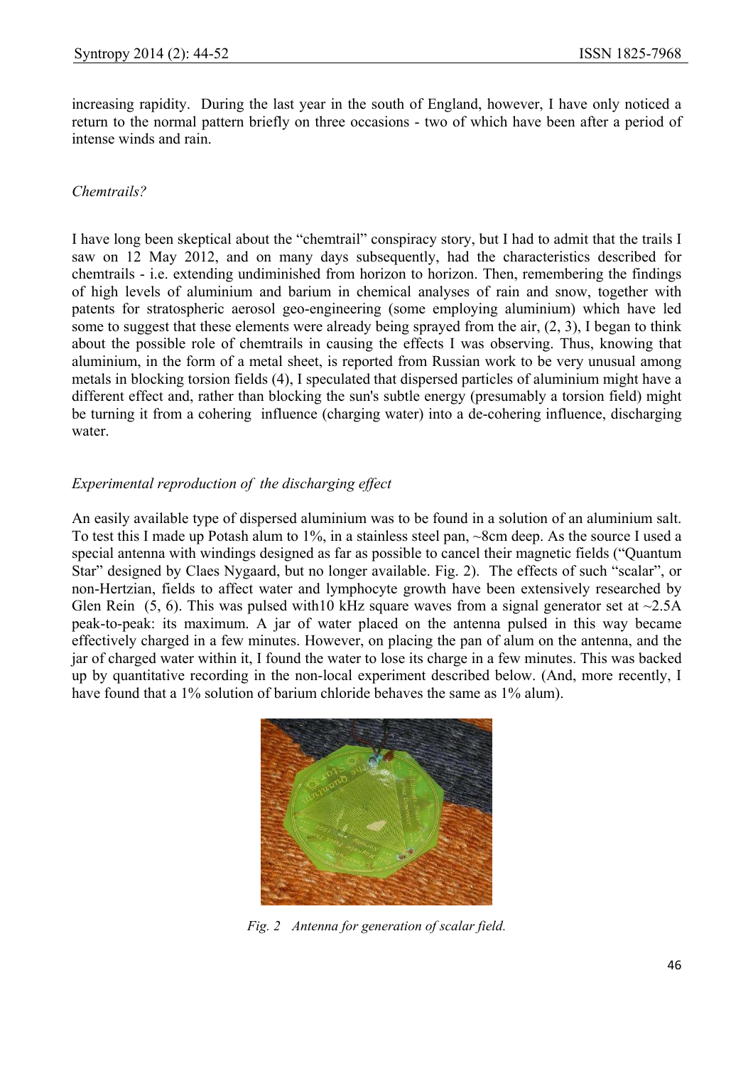increasing rapidity. During the last year in the south of England, however, I have only noticed a return to the normal pattern briefly on three occasions - two of which have been after a period of intense winds and rain.

*Chemtrails?*

I have long been skeptical about the "chemtrail" conspiracy story, but I had to admit that the trails I saw on 12 May 2012, and on many days subsequently, had the characteristics described for chemtrails - i.e. extending undiminished from horizon to horizon. Then, remembering the findings of high levels of aluminium and barium in chemical analyses of rain and snow, together with patents for stratospheric aerosol geo-engineering (some employing aluminium) which have led some to suggest that these elements were already being sprayed from the air, (2, 3), I began to think about the possible role of chemtrails in causing the effects I was observing. Thus, knowing that aluminium, in the form of a metal sheet, is reported from Russian work to be very unusual among metals in blocking torsion fields (4), I speculated that dispersed particles of aluminium might have a different effect and, rather than blocking the sun's subtle energy (presumably a torsion field) might be turning it from a cohering influence (charging water) into a de-cohering influence, discharging water.

*Experimental reproduction of the discharging effect*

An easily available type of dispersed aluminium was to be found in a solution of an aluminium salt. To test this I made up Potash alum to 1%, in a stainless steel pan, ~8cm deep. As the source I used a special antenna with windings designed as far as possible to cancel their magnetic fields ("Quantum Star" designed by Claes Nygaard, but no longer available. Fig. 2). The effects of such "scalar", or non-Hertzian, fields to affect water and lymphocyte growth have been extensively researched by Glen Rein (5, 6). This was pulsed with10 kHz square waves from a signal generator set at ~2.5A peak-to-peak: its maximum. A jar of water placed on the antenna pulsed in this way became effectively charged in a few minutes. However, on placing the pan of alum on the antenna, and the jar of charged water within it, I found the water to lose its charge in a few minutes. This was backed up by quantitative recording in the non-local experiment described below. (And, more recently, I have found that a 1% solution of barium chloride behaves the same as 1% alum).

*Fig. 2 Antenna for generation of scalar field.*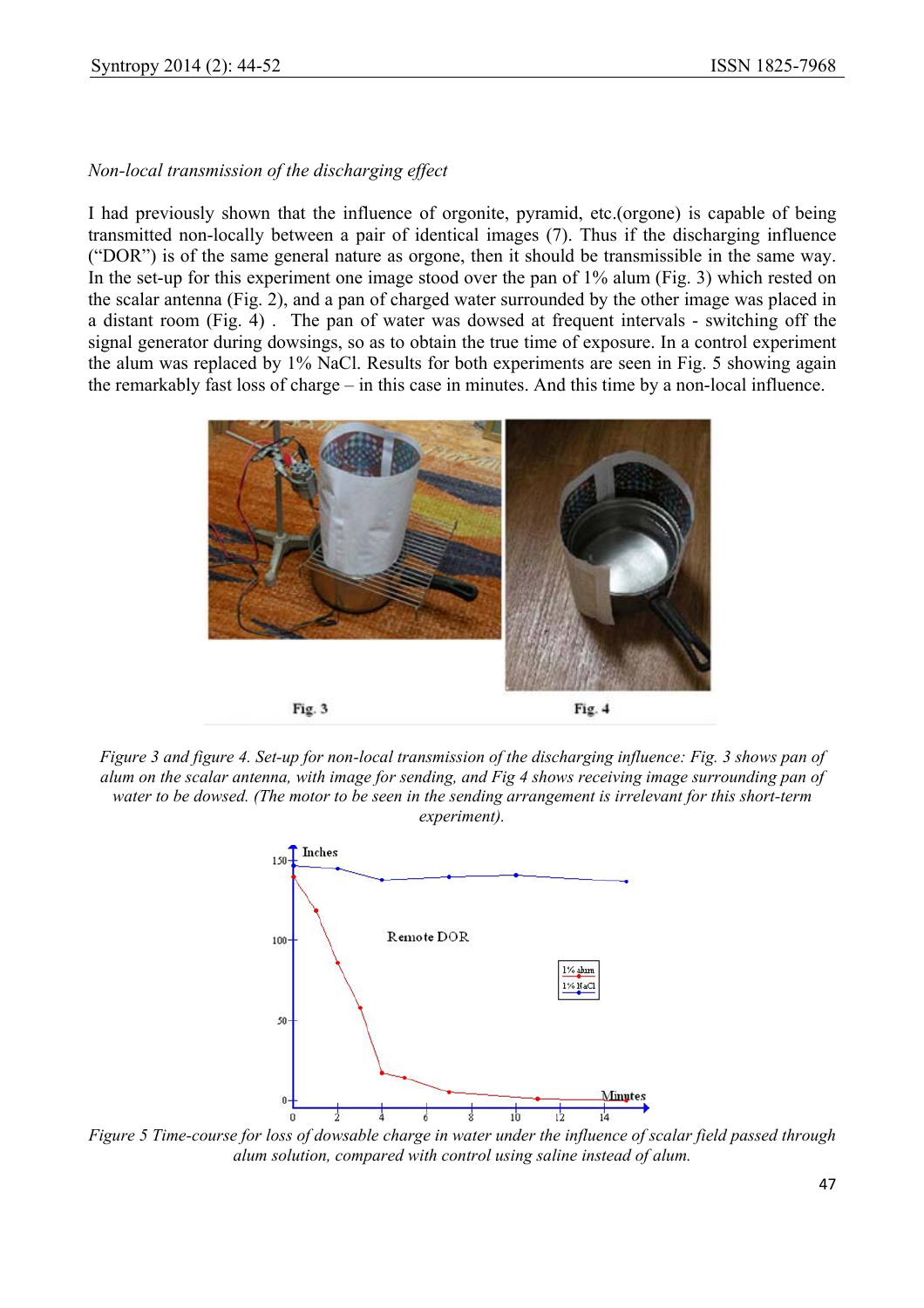*Non-local transmission of the discharging effect*

I had previously shown that the influence of orgonite, pyramid, etc.(orgone) is capable of being transmitted non-locally between a pair of identical images (7). Thus if the discharging influence ("DOR") is of the same general nature as orgone, then it should be transmissible in the same way. In the set-up for this experiment one image stood over the pan of 1% alum (Fig. 3) which rested on the scalar antenna (Fig. 2), and a pan of charged water surrounded by the other image was placed in a distant room (Fig. 4) . The pan of water was dowsed at frequent intervals - switching off the signal generator during dowsings, so as to obtain the true time of exposure. In a control experiment the alum was replaced by 1% NaCl. Results for both experiments are seen in Fig. 5 showing again the remarkably fast loss of charge – in this case in minutes. And this time by a non-local influence.

Fig. 3 Fig. 4

*Figure 3 and figure 4. Set-up for non-local transmission of the discharging influence: Fig. 3 shows pan of alum on the scalar antenna, with image for sending, and Fig 4 shows receiving image surrounding pan of water to be dowsed. (The motor to be seen in the sending arrangement is irrelevant for this short-term experiment).*

*Figure 5 Time-course for loss of dowsable charge in water under the influence of scalar field passed through alum solution, compared with control using saline instead of alum.*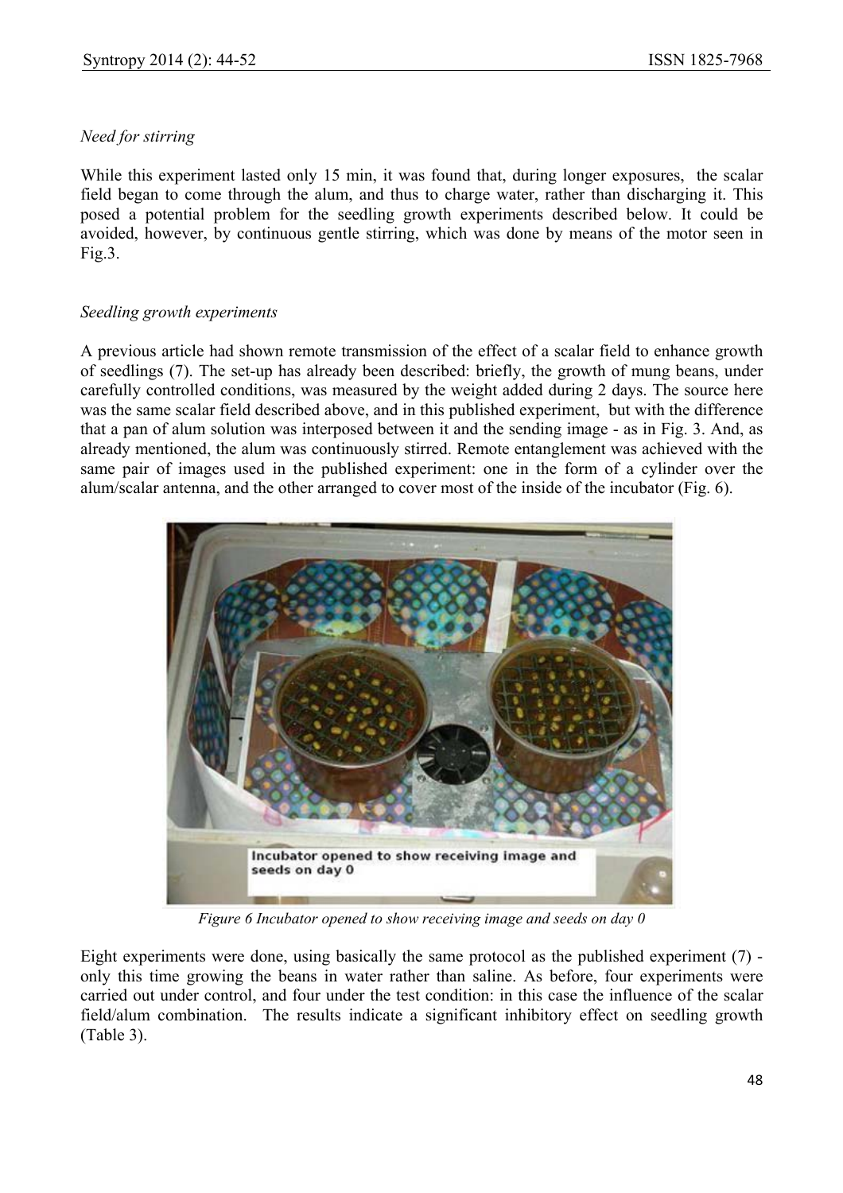*Need for stirring*

While this experiment lasted only 15 min, it was found that, during longer exposures, the scalar field began to come through the alum, and thus to charge water, rather than discharging it. This posed a potential problem for the seedling growth experiments described below. It could be avoided, however, by continuous gentle stirring, which was done by means of the motor seen in Fig.3.

*Seedling growth experiments*

A previous article had shown remote transmission of the effect of a scalar field to enhance growth of seedlings (7). The set-up has already been described: briefly, the growth of mung beans, under carefully controlled conditions, was measured by the weight added during 2 days. The source here was the same scalar field described above, and in this published experiment, but with the difference that a pan of alum solution was interposed between it and the sending image - as in Fig. 3. And, as already mentioned, the alum was continuously stirred. Remote entanglement was achieved with the same pair of images used in the published experiment: one in the form of a cylinder over the alum/scalar antenna, and the other arranged to cover most of the inside of the incubator (Fig. 6).

*Figure 6 Incubator opened to show receiving image and seeds on day 0*

Eight experiments were done, using basically the same protocol as the published experiment (7) - only this time growing the beans in water rather than saline. As before, four experiments were carried out under control, and four under the test condition: in this case the influence of the scalar field/alum combination. The results indicate a significant inhibitory effect on seedling growth (Table 3).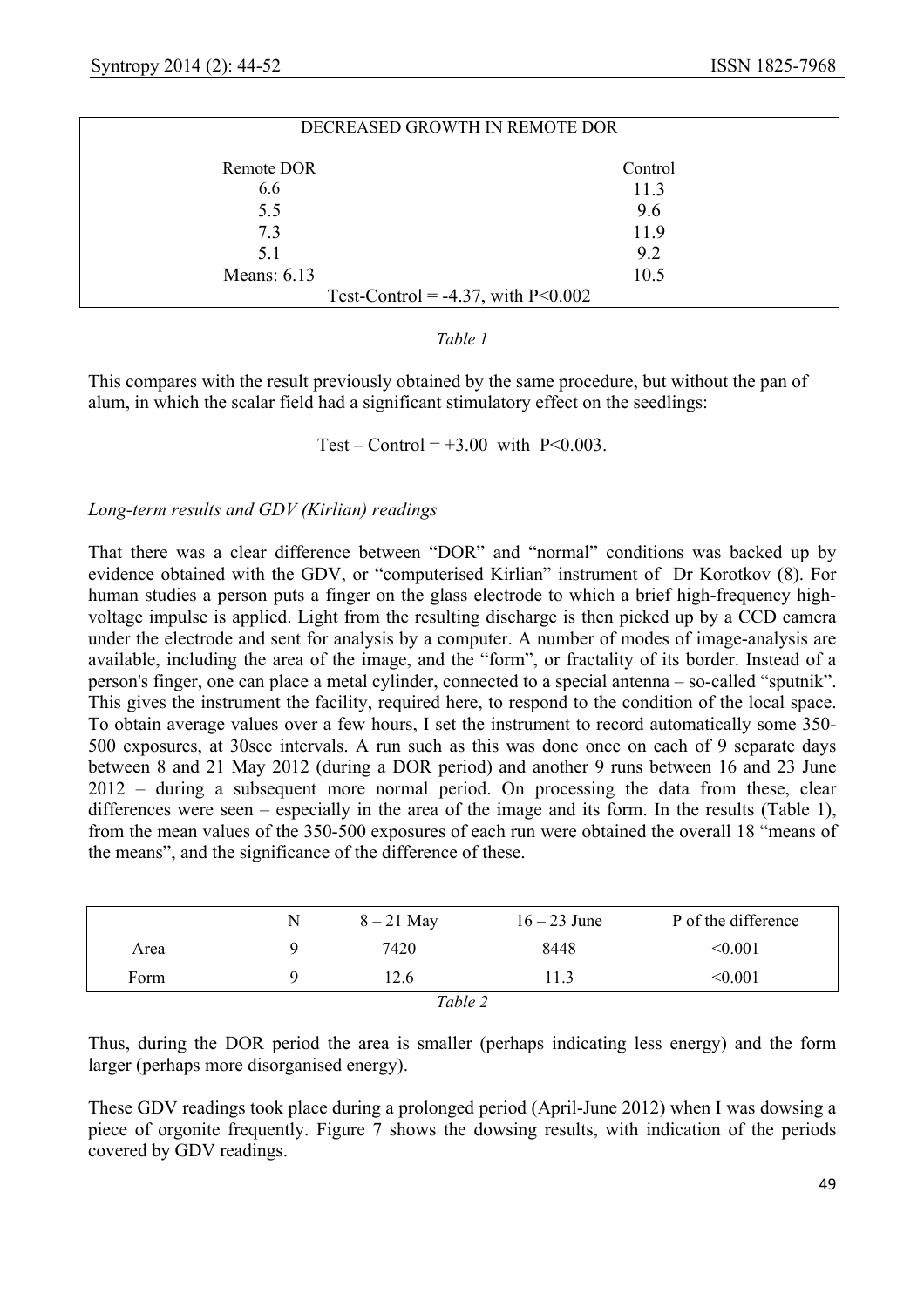| DECREASED GROWTH IN REMOTE DOR | |
|---|---|
| Remote DOR | Control |
| 6.6 | 11.3 |
| 5.5 | 9.6 |
| 7.3 | 11.9 |
| 5.1 | 9.2 |
| Means: 6.13 | 10.5 |
| Test-Control = -4.37, with $P<0.002$ | |

*Table 1*

This compares with the result previously obtained by the same procedure, but without the pan of alum, in which the scalar field had a significant stimulatory effect on the seedlings:

Test – Control = +3.00 with $P<0.003$.

*Long-term results and GDV (Kirlian) readings*

That there was a clear difference between "DOR" and "normal" conditions was backed up by evidence obtained with the GDV, or "computerised Kirlian" instrument of Dr Korotkov (8). For human studies a person puts a finger on the glass electrode to which a brief high-frequency high-voltage impulse is applied. Light from the resulting discharge is then picked up by a CCD camera under the electrode and sent for analysis by a computer. A number of modes of image-analysis are available, including the area of the image, and the "form", or fractality of its border. Instead of a person's finger, one can place a metal cylinder, connected to a special antenna – so-called "sputnik". This gives the instrument the facility, required here, to respond to the condition of the local space. To obtain average values over a few hours, I set the instrument to record automatically some 350-500 exposures, at 30sec intervals. A run such as this was done once on each of 9 separate days between 8 and 21 May 2012 (during a DOR period) and another 9 runs between 16 and 23 June 2012 – during a subsequent more normal period. On processing the data from these, clear differences were seen – especially in the area of the image and its form. In the results (Table 1), from the mean values of the 350-500 exposures of each run were obtained the overall 18 "means of the means", and the significance of the difference of these.

| | N | 8 – 21 May | 16 – 23 June | P of the difference |
|---|---|---|---|---|
| Area | 9 | 7420 | 8448 | <0.001 |
| Form | 9 | 12.6 | 11.3 | <0.001 |

*Table 2*

Thus, during the DOR period the area is smaller (perhaps indicating less energy) and the form larger (perhaps more disorganised energy).

These GDV readings took place during a prolonged period (April-June 2012) when I was dowsing a piece of orgonite frequently. Figure 7 shows the dowsing results, with indication of the periods covered by GDV readings.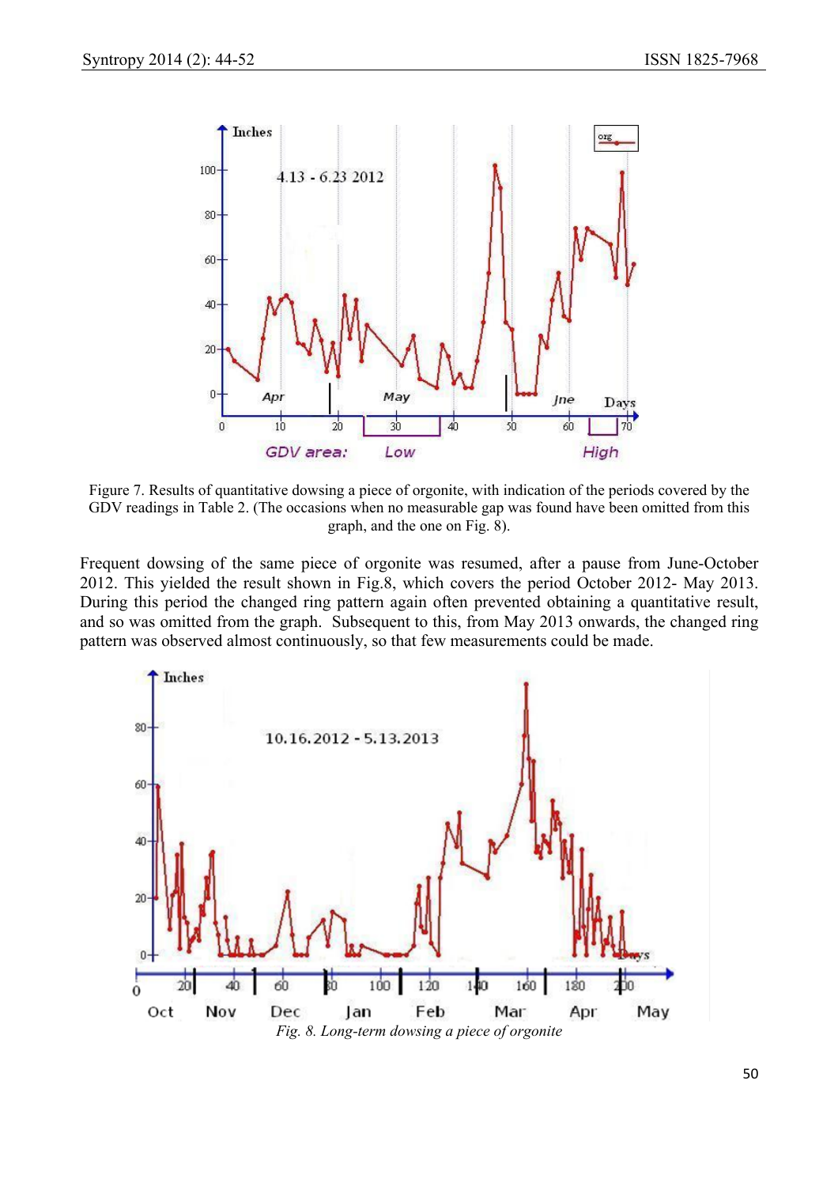Figure 7. Results of quantitative dowsing a piece of orgonite, with indication of the periods covered by the GDV readings in Table 2. (The occasions when no measurable gap was found have been omitted from this graph, and the one on Fig. 8).

Frequent dowsing of the same piece of orgonite was resumed, after a pause from June-October 2012. This yielded the result shown in Fig.8, which covers the period October 2012- May 2013. During this period the changed ring pattern again often prevented obtaining a quantitative result, and so was omitted from the graph. Subsequent to this, from May 2013 onwards, the changed ring pattern was observed almost continuously, so that few measurements could be made.

*Fig. 8. Long-term dowsing a piece of orgonite*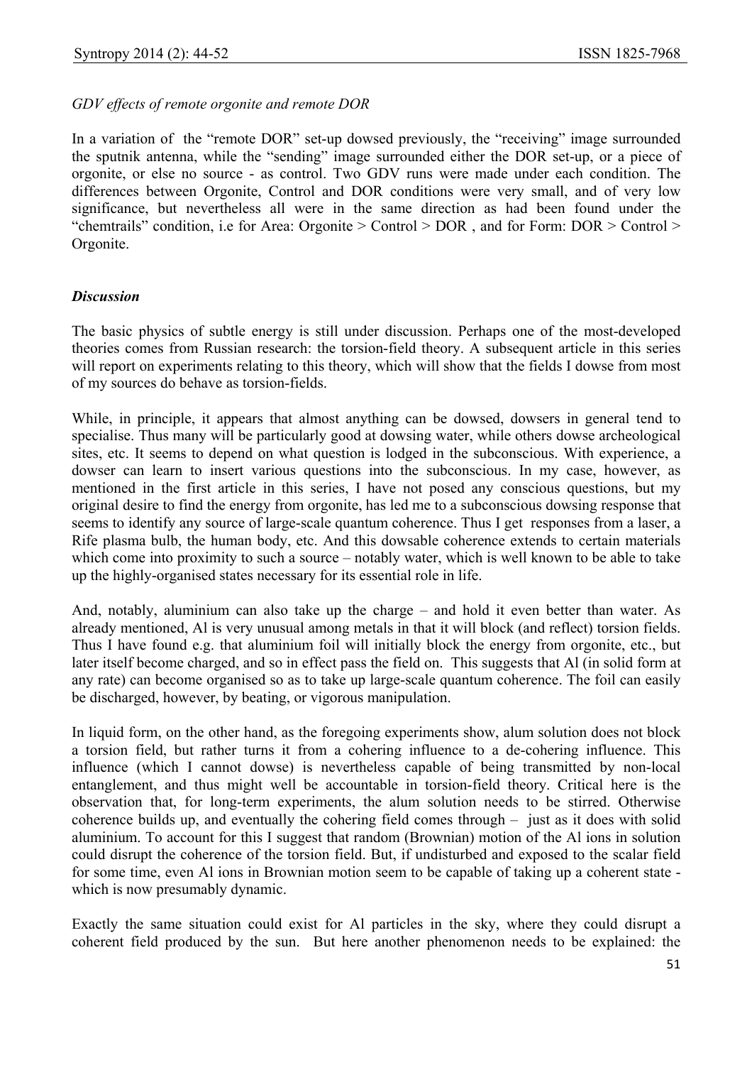*GDV effects of remote orgonite and remote DOR*

In a variation of the "remote DOR" set-up dowsed previously, the "receiving" image surrounded the sputnik antenna, while the "sending" image surrounded either the DOR set-up, or a piece of orgonite, or else no source - as control. Two GDV runs were made under each condition. The differences between Orgonite, Control and DOR conditions were very small, and of very low significance, but nevertheless all were in the same direction as had been found under the "chemtrails" condition, i.e for Area: Orgonite > Control > DOR , and for Form: DOR > Control > Orgonite.

***Discussion***

The basic physics of subtle energy is still under discussion. Perhaps one of the most-developed theories comes from Russian research: the torsion-field theory. A subsequent article in this series will report on experiments relating to this theory, which will show that the fields I dowse from most of my sources do behave as torsion-fields.

While, in principle, it appears that almost anything can be dowsed, dowsers in general tend to specialise. Thus many will be particularly good at dowsing water, while others dowse archeological sites, etc. It seems to depend on what question is lodged in the subconscious. With experience, a dowser can learn to insert various questions into the subconscious. In my case, however, as mentioned in the first article in this series, I have not posed any conscious questions, but my original desire to find the energy from orgonite, has led me to a subconscious dowsing response that seems to identify any source of large-scale quantum coherence. Thus I get responses from a laser, a Rife plasma bulb, the human body, etc. And this dowsable coherence extends to certain materials which come into proximity to such a source – notably water, which is well known to be able to take up the highly-organised states necessary for its essential role in life.

And, notably, aluminium can also take up the charge – and hold it even better than water. As already mentioned, Al is very unusual among metals in that it will block (and reflect) torsion fields. Thus I have found e.g. that aluminium foil will initially block the energy from orgonite, etc., but later itself become charged, and so in effect pass the field on. This suggests that Al (in solid form at any rate) can become organised so as to take up large-scale quantum coherence. The foil can easily be discharged, however, by beating, or vigorous manipulation.

In liquid form, on the other hand, as the foregoing experiments show, alum solution does not block a torsion field, but rather turns it from a cohering influence to a de-cohering influence. This influence (which I cannot dowse) is nevertheless capable of being transmitted by non-local entanglement, and thus might well be accountable in torsion-field theory. Critical here is the observation that, for long-term experiments, the alum solution needs to be stirred. Otherwise coherence builds up, and eventually the cohering field comes through – just as it does with solid aluminium. To account for this I suggest that random (Brownian) motion of the Al ions in solution could disrupt the coherence of the torsion field. But, if undisturbed and exposed to the scalar field for some time, even Al ions in Brownian motion seem to be capable of taking up a coherent state - which is now presumably dynamic.

Exactly the same situation could exist for Al particles in the sky, where they could disrupt a coherent field produced by the sun. But here another phenomenon needs to be explained: the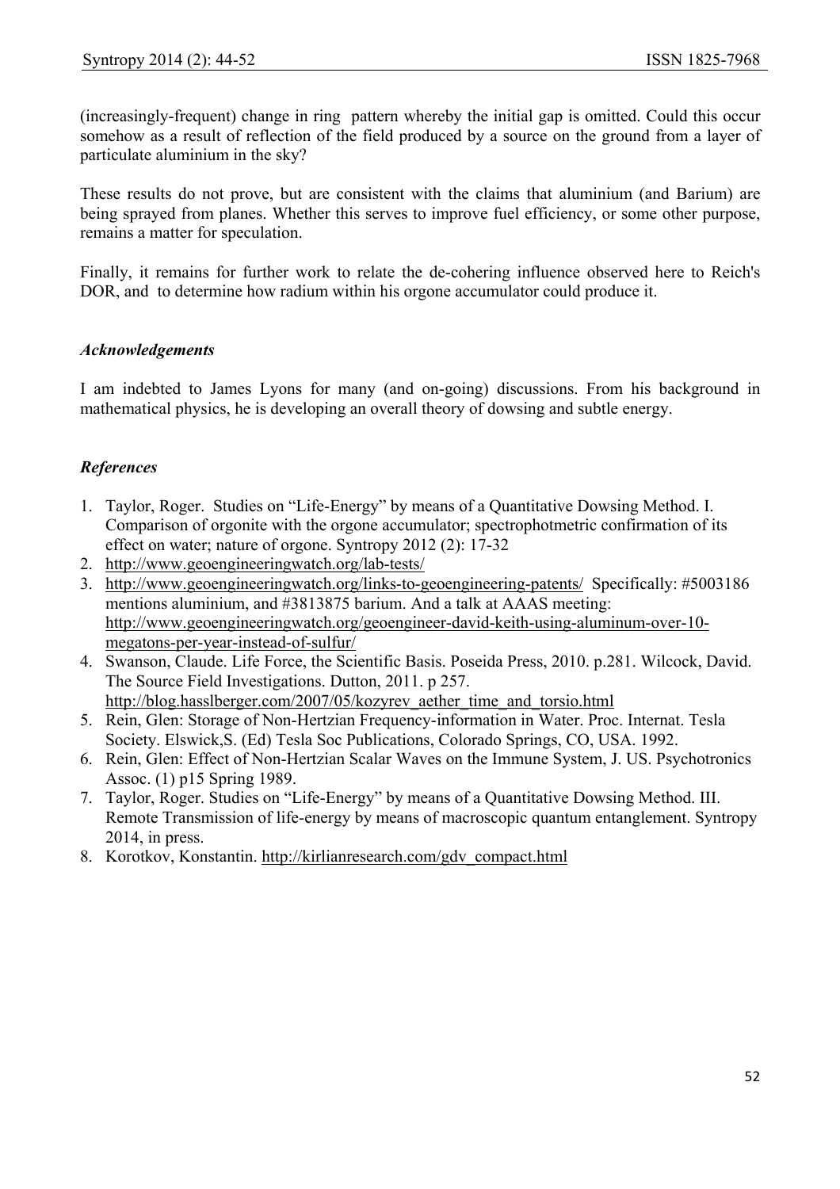(increasingly-frequent) change in ring pattern whereby the initial gap is omitted. Could this occur somehow as a result of reflection of the field produced by a source on the ground from a layer of particulate aluminium in the sky?

These results do not prove, but are consistent with the claims that aluminium (and Barium) are being sprayed from planes. Whether this serves to improve fuel efficiency, or some other purpose, remains a matter for speculation.

Finally, it remains for further work to relate the de-cohering influence observed here to Reich's DOR, and to determine how radium within his orgone accumulator could produce it.

### *Acknowledgements*

I am indebted to James Lyons for many (and on-going) discussions. From his background in mathematical physics, he is developing an overall theory of dowsing and subtle energy.

### *References*

1. Taylor, Roger. Studies on "Life-Energy" by means of a Quantitative Dowsing Method. I. Comparison of orgonite with the orgone accumulator; spectrophotmetric confirmation of its effect on water; nature of orgone. Syntropy 2012 (2): 17-32
2. http://www.geoengineeringwatch.org/lab-tests/
3. http://www.geoengineeringwatch.org/links-to-geoengineering-patents/ Specifically: #5003186 mentions aluminium, and #3813875 barium. And a talk at AAAS meeting: http://www.geoengineeringwatch.org/geoengineer-david-keith-using-aluminum-over-10-megatons-per-year-instead-of-sulfur/
4. Swanson, Claude. Life Force, the Scientific Basis. Poseida Press, 2010. p.281. Wilcock, David. The Source Field Investigations. Dutton, 2011. p 257. http://blog.hasslberger.com/2007/05/kozyrev_aether_time_and_torsio.html
5. Rein, Glen: Storage of Non-Hertzian Frequency-information in Water. Proc. Internat. Tesla Society. Elswick,S. (Ed) Tesla Soc Publications, Colorado Springs, CO, USA. 1992.
6. Rein, Glen: Effect of Non-Hertzian Scalar Waves on the Immune System, J. US. Psychotronics Assoc. (1) p15 Spring 1989.
7. Taylor, Roger. Studies on "Life-Energy" by means of a Quantitative Dowsing Method. III. Remote Transmission of life-energy by means of macroscopic quantum entanglement. Syntropy 2014, in press.
8. Korotkov, Konstantin. http://kirlianresearch.com/gdv_compact.html